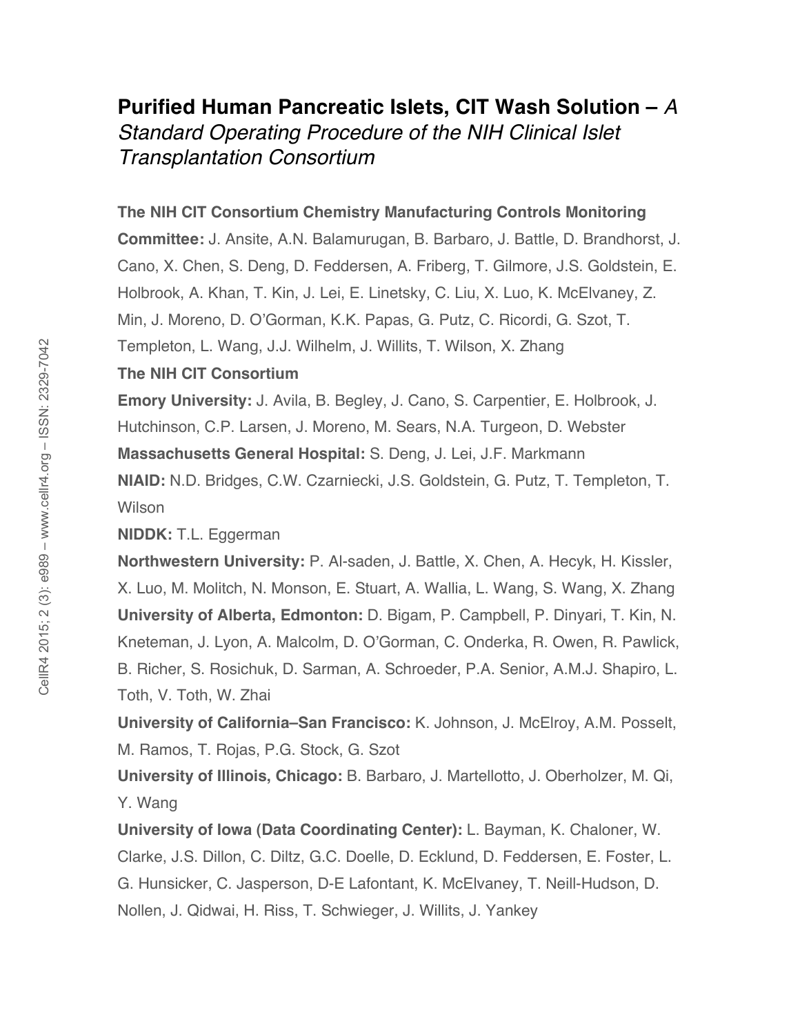# Purified Human Pancreatic Islets, CIT Wash Solution – *A Standard Operating Procedure of the NIH Clinical Islet Transplantation Consortium*

**The NIH CIT Consortium Chemistry Manufacturing Controls Monitoring Committee:** J. Ansite, A.N. Balamurugan, B. Barbaro, J. Battle, D. Brandhorst, J. Cano, X. Chen, S. Deng, D. Feddersen, A. Friberg, T. Gilmore, J.S. Goldstein, E. Holbrook, A. Khan, T. Kin, J. Lei, E. Linetsky, C. Liu, X. Luo, K. McElvaney, Z. Min, J. Moreno, D. O'Gorman, K.K. Papas, G. Putz, C. Ricordi, G. Szot, T. Templeton, L. Wang, J.J. Wilhelm, J. Willits, T. Wilson, X. Zhang

**The NIH CIT Consortium**

**Emory University:** J. Avila, B. Begley, J. Cano, S. Carpentier, E. Holbrook, J. Hutchinson, C.P. Larsen, J. Moreno, M. Sears, N.A. Turgeon, D. Webster

**Massachusetts General Hospital:** S. Deng, J. Lei, J.F. Markmann

**NIAID:** N.D. Bridges, C.W. Czarniecki, J.S. Goldstein, G. Putz, T. Templeton, T. Wilson

**NIDDK:** T.L. Eggerman

**Northwestern University:** P. Al-saden, J. Battle, X. Chen, A. Hecyk, H. Kissler, X. Luo, M. Molitch, N. Monson, E. Stuart, A. Wallia, L. Wang, S. Wang, X. Zhang

**University of Alberta, Edmonton:** D. Bigam, P. Campbell, P. Dinyari, T. Kin, N. Kneteman, J. Lyon, A. Malcolm, D. O'Gorman, C. Onderka, R. Owen, R. Pawlick, B. Richer, S. Rosichuk, D. Sarman, A. Schroeder, P.A. Senior, A.M.J. Shapiro, L. Toth, V. Toth, W. Zhai

**University of California–San Francisco:** K. Johnson, J. McElroy, A.M. Posselt, M. Ramos, T. Rojas, P.G. Stock, G. Szot

**University of Illinois, Chicago:** B. Barbaro, J. Martellotto, J. Oberholzer, M. Qi, Y. Wang

**University of Iowa (Data Coordinating Center):** L. Bayman, K. Chaloner, W. Clarke, J.S. Dillon, C. Diltz, G.C. Doelle, D. Ecklund, D. Feddersen, E. Foster, L. G. Hunsicker, C. Jasperson, D-E Lafontant, K. McElvaney, T. Neill-Hudson, D. Nollen, J. Qidwai, H. Riss, T. Schwieger, J. Willits, J. Yankey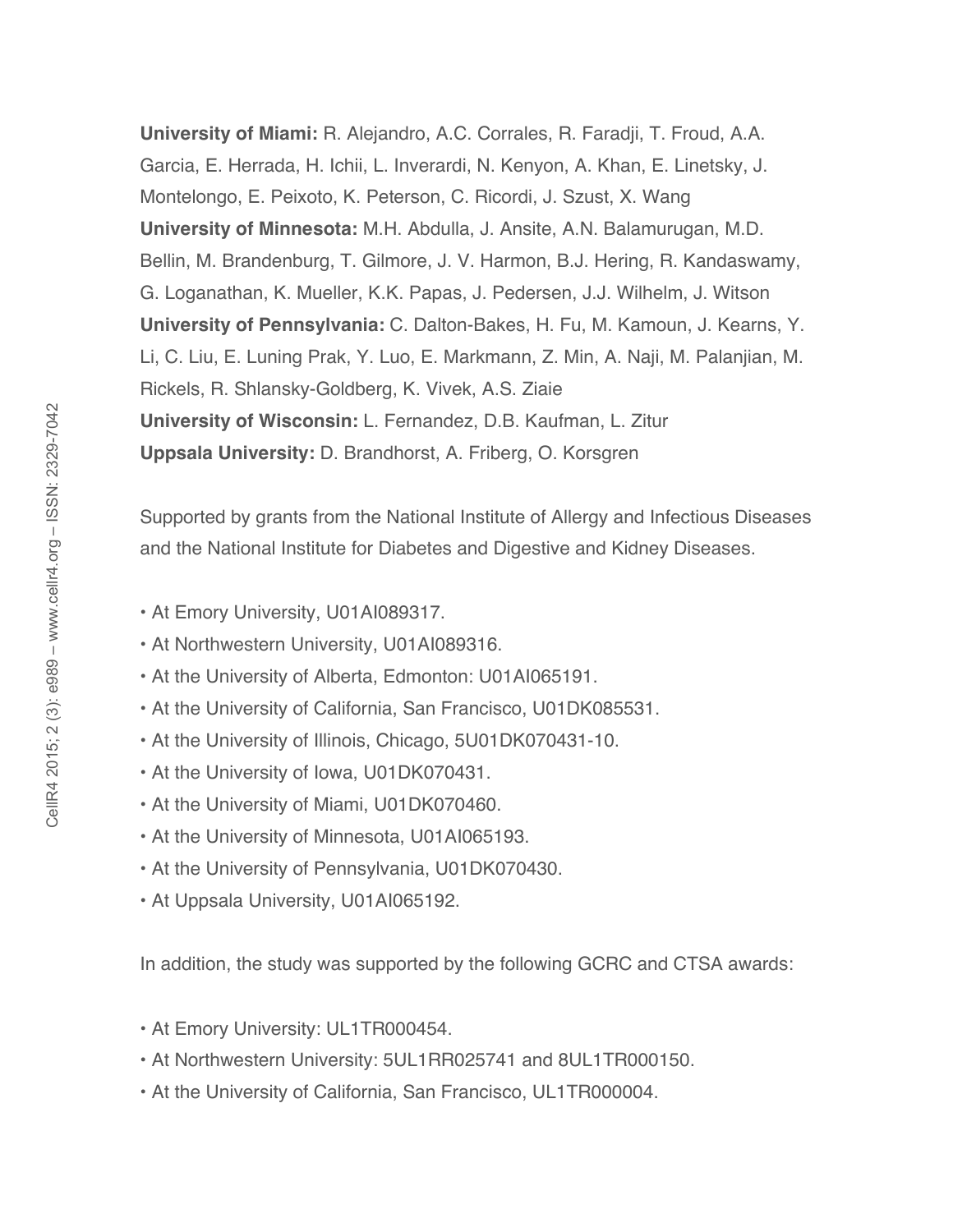**University of Miami:** R. Alejandro, A.C. Corrales, R. Faradji, T. Froud, A.A. Garcia, E. Herrada, H. Ichii, L. Inverardi, N. Kenyon, A. Khan, E. Linetsky, J. Montelongo, E. Peixoto, K. Peterson, C. Ricordi, J. Szust, X. Wang
**University of Minnesota:** M.H. Abdulla, J. Ansite, A.N. Balamurugan, M.D. Bellin, M. Brandenburg, T. Gilmore, J. V. Harmon, B.J. Hering, R. Kandaswamy, G. Loganathan, K. Mueller, K.K. Papas, J. Pedersen, J.J. Wilhelm, J. Witson
**University of Pennsylvania:** C. Dalton-Bakes, H. Fu, M. Kamoun, J. Kearns, Y. Li, C. Liu, E. Luning Prak, Y. Luo, E. Markmann, Z. Min, A. Naji, M. Palanjian, M. Rickels, R. Shlansky-Goldberg, K. Vivek, A.S. Ziaie
**University of Wisconsin:** L. Fernandez, D.B. Kaufman, L. Zitur
**Uppsala University:** D. Brandhorst, A. Friberg, O. Korsgren

Supported by grants from the National Institute of Allergy and Infectious Diseases and the National Institute for Diabetes and Digestive and Kidney Diseases.

- At Emory University, U01AI089317.
- At Northwestern University, U01AI089316.
- At the University of Alberta, Edmonton: U01AI065191.
- At the University of California, San Francisco, U01DK085531.
- At the University of Illinois, Chicago, 5U01DK070431-10.
- At the University of Iowa, U01DK070431.
- At the University of Miami, U01DK070460.
- At the University of Minnesota, U01AI065193.
- At the University of Pennsylvania, U01DK070430.
- At Uppsala University, U01AI065192.

In addition, the study was supported by the following GCRC and CTSA awards:

- At Emory University: UL1TR000454.
- At Northwestern University: 5UL1RR025741 and 8UL1TR000150.
- At the University of California, San Francisco, UL1TR000004.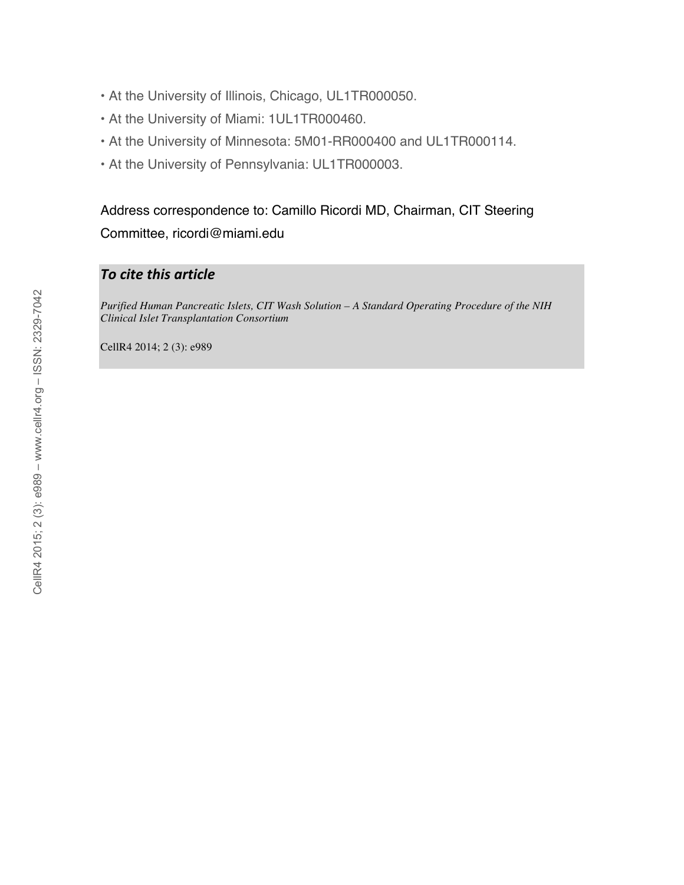- At the University of Illinois, Chicago, UL1TR000050.
- At the University of Miami: 1UL1TR000460.
- At the University of Minnesota: 5M01-RR000400 and UL1TR000114.
- At the University of Pennsylvania: UL1TR000003.

Address correspondence to: Camillo Ricordi MD, Chairman, CIT Steering Committee, ricordi@miami.edu

### *To cite this article*

*Purified Human Pancreatic Islets, CIT Wash Solution – A Standard Operating Procedure of the NIH Clinical Islet Transplantation Consortium*

CellR4 2014; 2 (3): e989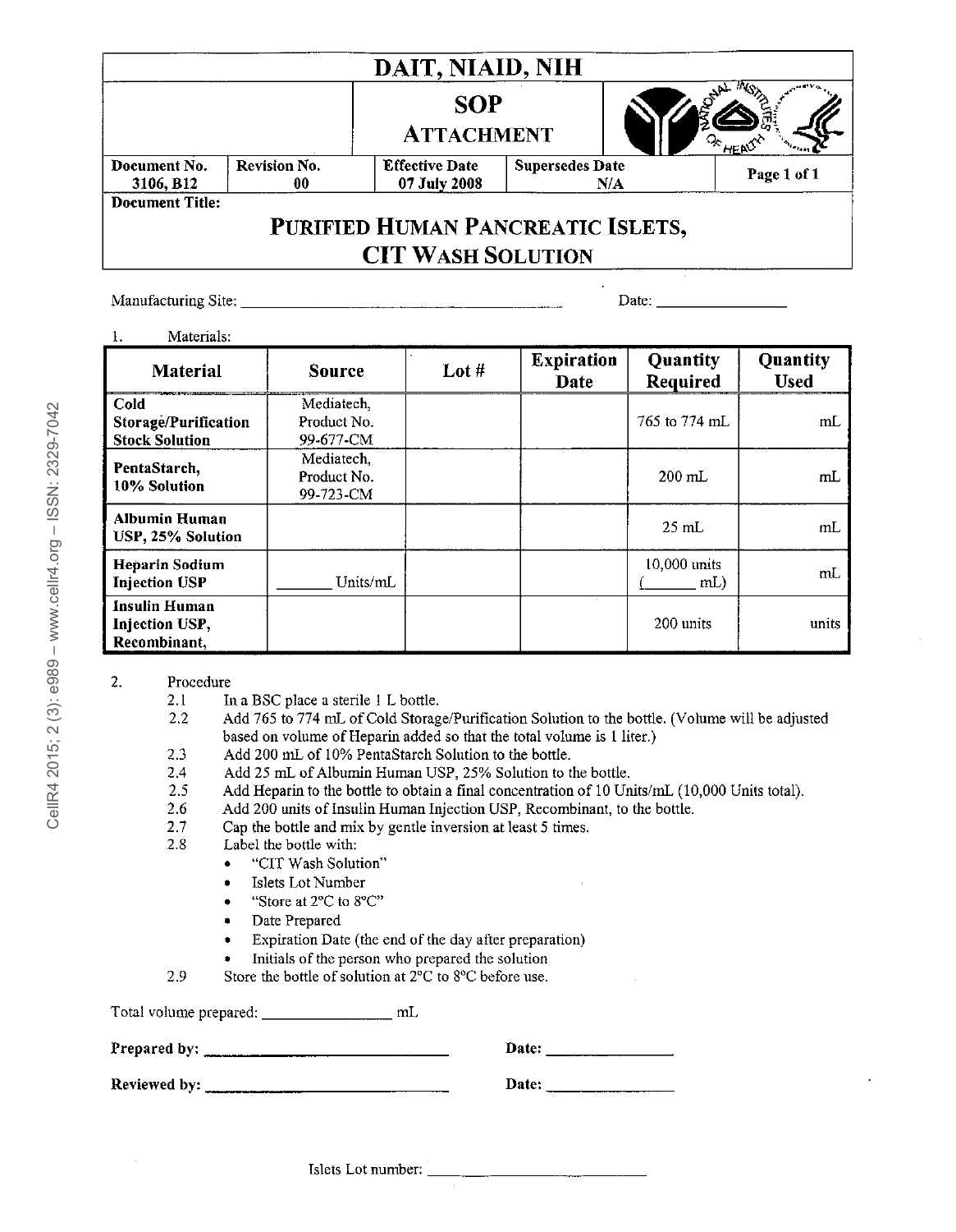| DAIT, NIAID, NIH | | | | |
|---|---|---|---|---|
| | SOP ATTACHMENT | | | |
| **Document No.** 3106, B12 | **Revision No.** 00 | **Effective Date** 07 July 2008 | **Supersedes Date** N/A | Page 1 of 1 |

**Document Title:**

# PURIFIED HUMAN PANCREATIC ISLETS, CIT WASH SOLUTION

Manufacturing Site: ______________________________ Date: ______________

1. Materials:

| Material | Source | Lot # | Expiration Date | Quantity Required | Quantity Used |
|---|---|---|---|---|---|
| **Cold Storage/Purification Stock Solution** | Mediatech, Product No. 99-677-CM | | | 765 to 774 mL | mL |
| **PentaStarch, 10% Solution** | Mediatech, Product No. 99-723-CM | | | 200 mL | mL |
| **Albumin Human USP, 25% Solution** | | | | 25 mL | mL |
| **Heparin Sodium Injection USP** | _______ Units/mL | | | 10,000 units (_______ mL) | mL |
| **Insulin Human Injection USP, Recombinant,** | | | | 200 units | units |

2. Procedure
   - 2.1 In a BSC place a sterile 1 L bottle.
   - 2.2 Add 765 to 774 mL of Cold Storage/Purification Solution to the bottle. (Volume will be adjusted based on volume of Heparin added so that the total volume is 1 liter.)
   - 2.3 Add 200 mL of 10% PentaStarch Solution to the bottle.
   - 2.4 Add 25 mL of Albumin Human USP, 25% Solution to the bottle.
   - 2.5 Add Heparin to the bottle to obtain a final concentration of 10 Units/mL (10,000 Units total).
   - 2.6 Add 200 units of Insulin Human Injection USP, Recombinant, to the bottle.
   - 2.7 Cap the bottle and mix by gentle inversion at least 5 times.
   - 2.8 Label the bottle with:
     - "CIT Wash Solution"
     - Islets Lot Number
     - "Store at 2°C to 8°C"
     - Date Prepared
     - Expiration Date (the end of the day after preparation)
     - Initials of the person who prepared the solution
   - 2.9 Store the bottle of solution at 2°C to 8°C before use.

Total volume prepared: ______________ mL

**Prepared by:** ______________________________ **Date:** ______________

**Reviewed by:** ______________________________ **Date:** ______________

Islets Lot number: ______________________